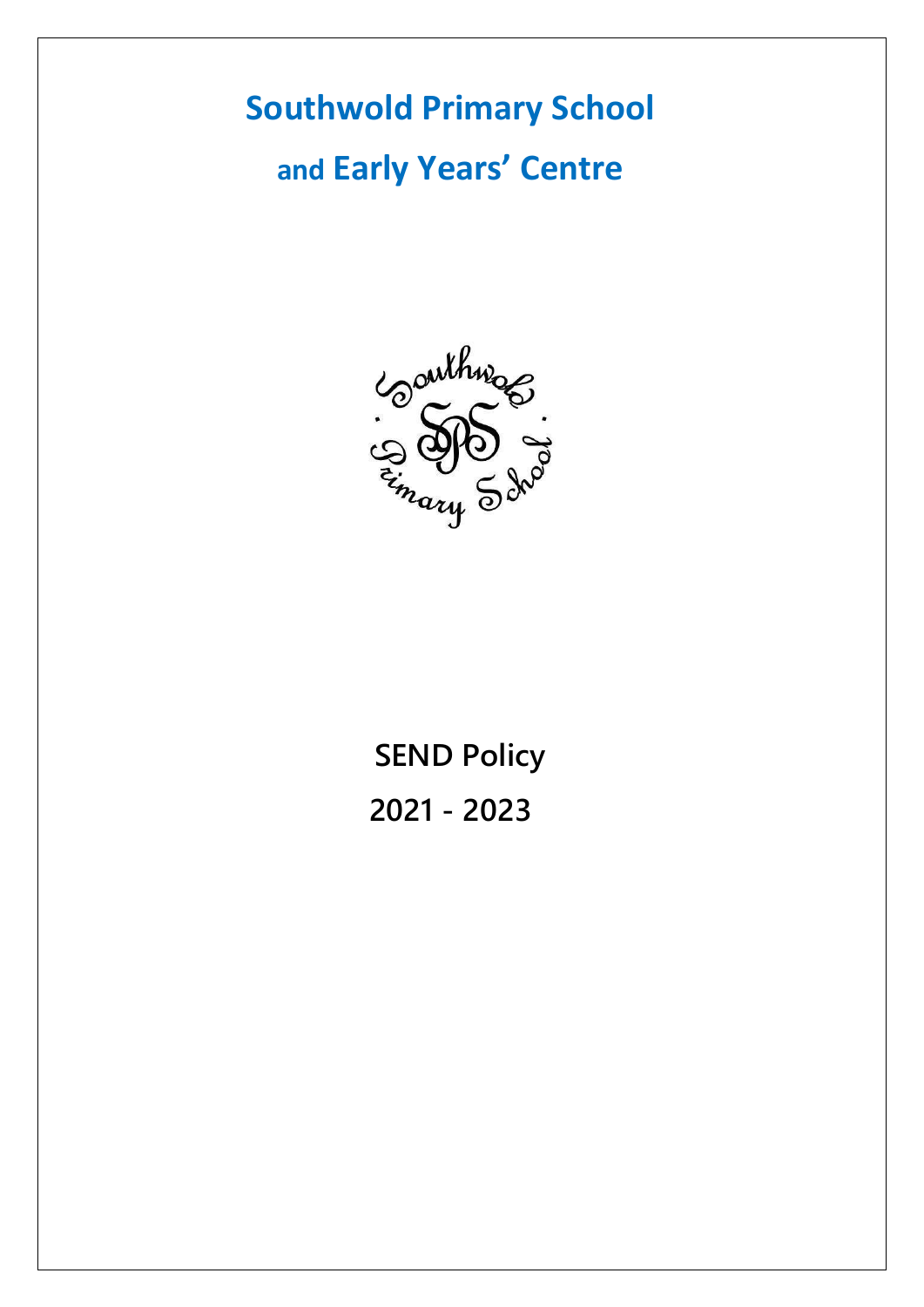# Southwold Primary School

# and Early Years' Centre

**SEND Policy**

**2021 - 2023**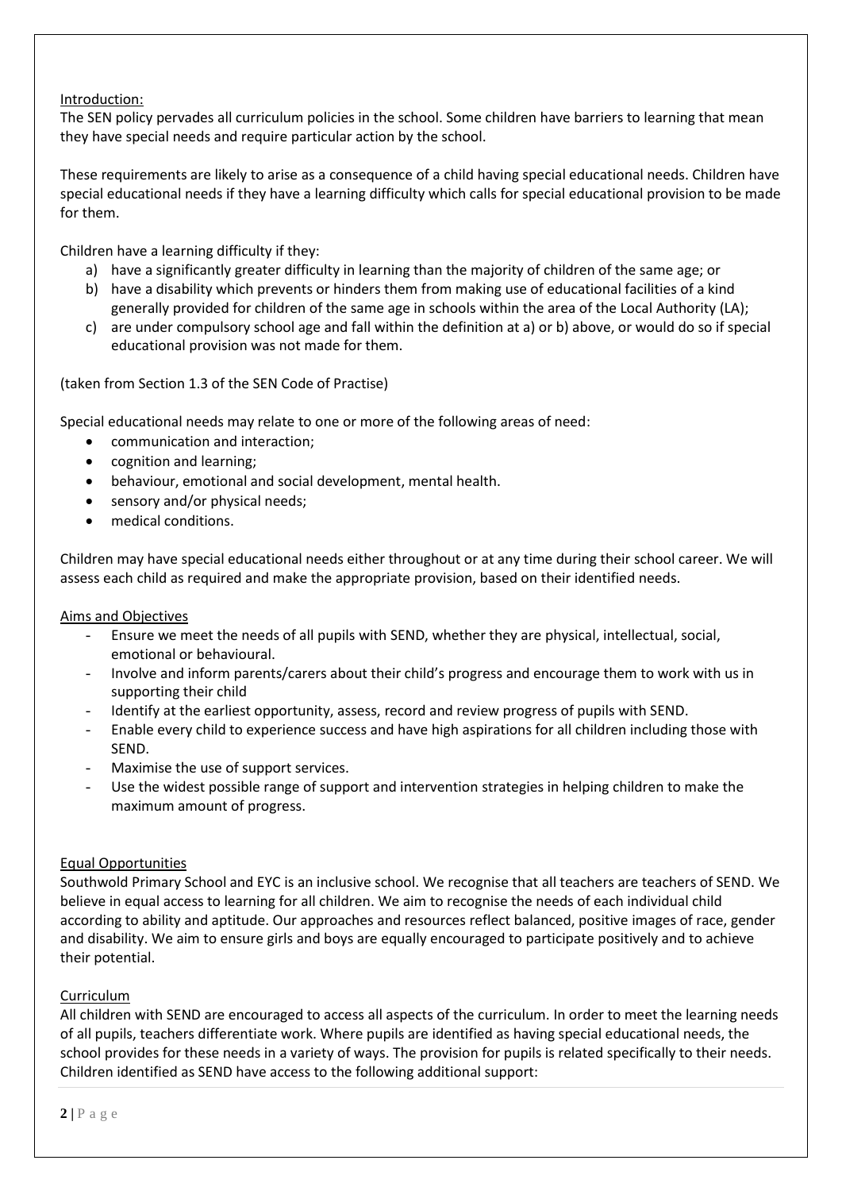Introduction:

The SEN policy pervades all curriculum policies in the school. Some children have barriers to learning that mean they have special needs and require particular action by the school.

These requirements are likely to arise as a consequence of a child having special educational needs. Children have special educational needs if they have a learning difficulty which calls for special educational provision to be made for them.

Children have a learning difficulty if they:

a) have a significantly greater difficulty in learning than the majority of children of the same age; or
b) have a disability which prevents or hinders them from making use of educational facilities of a kind generally provided for children of the same age in schools within the area of the Local Authority (LA);
c) are under compulsory school age and fall within the definition at a) or b) above, or would do so if special educational provision was not made for them.

(taken from Section 1.3 of the SEN Code of Practise)

Special educational needs may relate to one or more of the following areas of need:

- communication and interaction;
- cognition and learning;
- behaviour, emotional and social development, mental health.
- sensory and/or physical needs;
- medical conditions.

Children may have special educational needs either throughout or at any time during their school career. We will assess each child as required and make the appropriate provision, based on their identified needs.

Aims and Objectives

- Ensure we meet the needs of all pupils with SEND, whether they are physical, intellectual, social, emotional or behavioural.
- Involve and inform parents/carers about their child's progress and encourage them to work with us in supporting their child
- Identify at the earliest opportunity, assess, record and review progress of pupils with SEND.
- Enable every child to experience success and have high aspirations for all children including those with SEND.
- Maximise the use of support services.
- Use the widest possible range of support and intervention strategies in helping children to make the maximum amount of progress.

Equal Opportunities

Southwold Primary School and EYC is an inclusive school. We recognise that all teachers are teachers of SEND. We believe in equal access to learning for all children. We aim to recognise the needs of each individual child according to ability and aptitude. Our approaches and resources reflect balanced, positive images of race, gender and disability. We aim to ensure girls and boys are equally encouraged to participate positively and to achieve their potential.

Curriculum

All children with SEND are encouraged to access all aspects of the curriculum. In order to meet the learning needs of all pupils, teachers differentiate work. Where pupils are identified as having special educational needs, the school provides for these needs in a variety of ways. The provision for pupils is related specifically to their needs. Children identified as SEND have access to the following additional support: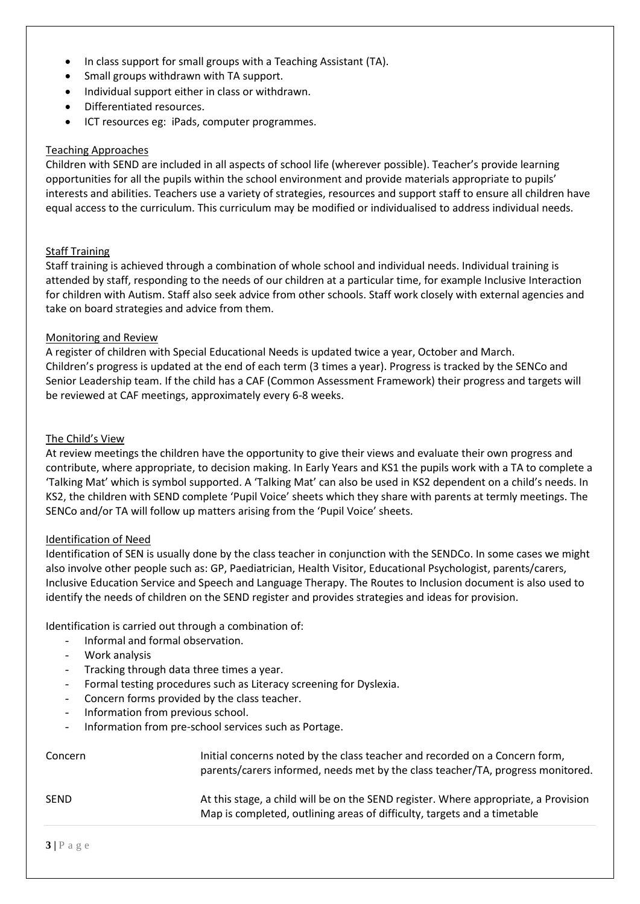- In class support for small groups with a Teaching Assistant (TA).
- Small groups withdrawn with TA support.
- Individual support either in class or withdrawn.
- Differentiated resources.
- ICT resources eg: iPads, computer programmes.

## Teaching Approaches

Children with SEND are included in all aspects of school life (wherever possible). Teacher's provide learning opportunities for all the pupils within the school environment and provide materials appropriate to pupils' interests and abilities. Teachers use a variety of strategies, resources and support staff to ensure all children have equal access to the curriculum. This curriculum may be modified or individualised to address individual needs.

## Staff Training

Staff training is achieved through a combination of whole school and individual needs. Individual training is attended by staff, responding to the needs of our children at a particular time, for example Inclusive Interaction for children with Autism. Staff also seek advice from other schools. Staff work closely with external agencies and take on board strategies and advice from them.

## Monitoring and Review

A register of children with Special Educational Needs is updated twice a year, October and March.
Children's progress is updated at the end of each term (3 times a year). Progress is tracked by the SENCo and Senior Leadership team. If the child has a CAF (Common Assessment Framework) their progress and targets will be reviewed at CAF meetings, approximately every 6-8 weeks.

## The Child's View

At review meetings the children have the opportunity to give their views and evaluate their own progress and contribute, where appropriate, to decision making. In Early Years and KS1 the pupils work with a TA to complete a 'Talking Mat' which is symbol supported. A 'Talking Mat' can also be used in KS2 dependent on a child's needs. In KS2, the children with SEND complete 'Pupil Voice' sheets which they share with parents at termly meetings. The SENCo and/or TA will follow up matters arising from the 'Pupil Voice' sheets.

## Identification of Need

Identification of SEN is usually done by the class teacher in conjunction with the SENDCo. In some cases we might also involve other people such as: GP, Paediatrician, Health Visitor, Educational Psychologist, parents/carers, Inclusive Education Service and Speech and Language Therapy. The Routes to Inclusion document is also used to identify the needs of children on the SEND register and provides strategies and ideas for provision.

Identification is carried out through a combination of:

- Informal and formal observation.
- Work analysis
- Tracking through data three times a year.
- Formal testing procedures such as Literacy screening for Dyslexia.
- Concern forms provided by the class teacher.
- Information from previous school.
- Information from pre-school services such as Portage.

| | |
|---|---|
| Concern | Initial concerns noted by the class teacher and recorded on a Concern form, parents/carers informed, needs met by the class teacher/TA, progress monitored. |
| SEND | At this stage, a child will be on the SEND register. Where appropriate, a Provision Map is completed, outlining areas of difficulty, targets and a timetable |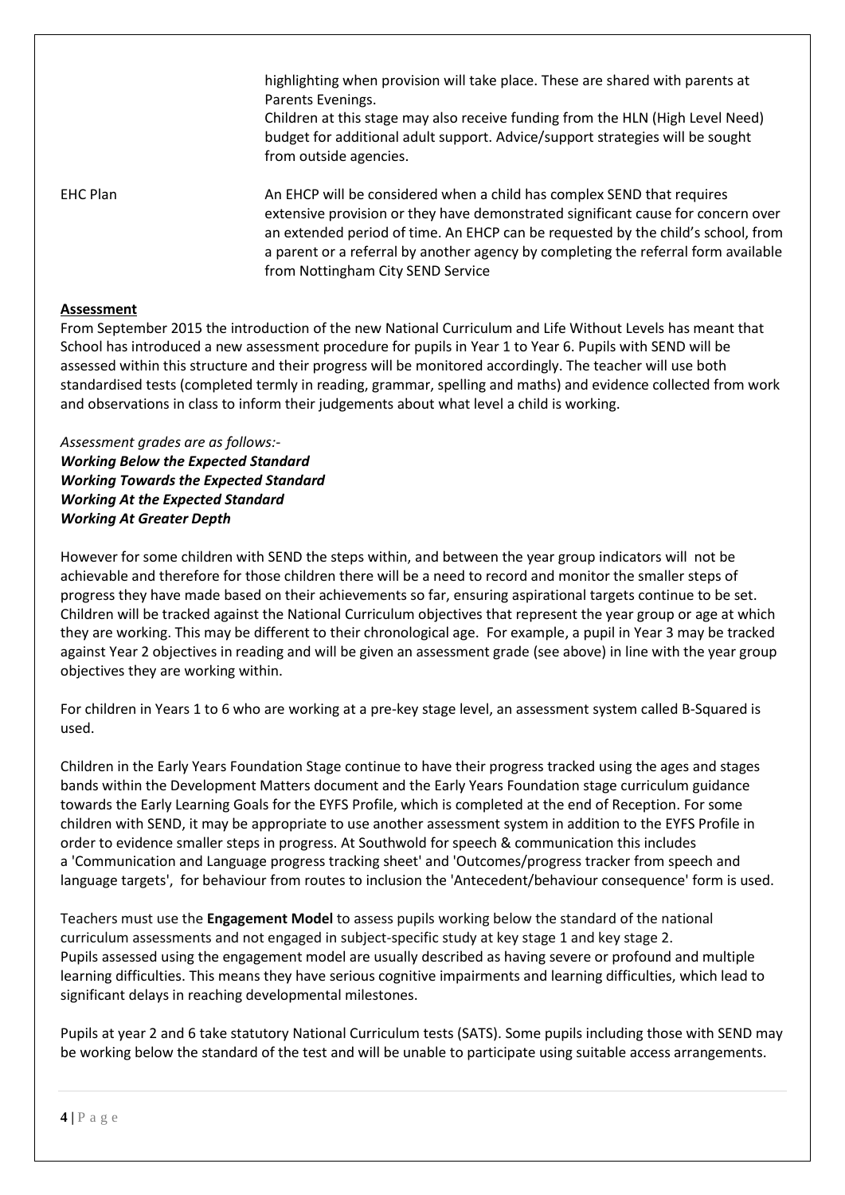| | |
|---|---|
| | highlighting when provision will take place. These are shared with parents at Parents Evenings. Children at this stage may also receive funding from the HLN (High Level Need) budget for additional adult support. Advice/support strategies will be sought from outside agencies. |
| EHC Plan | An EHCP will be considered when a child has complex SEND that requires extensive provision or they have demonstrated significant cause for concern over an extended period of time. An EHCP can be requested by the child's school, from a parent or a referral by another agency by completing the referral form available from Nottingham City SEND Service |

**Assessment**

From September 2015 the introduction of the new National Curriculum and Life Without Levels has meant that School has introduced a new assessment procedure for pupils in Year 1 to Year 6. Pupils with SEND will be assessed within this structure and their progress will be monitored accordingly. The teacher will use both standardised tests (completed termly in reading, grammar, spelling and maths) and evidence collected from work and observations in class to inform their judgements about what level a child is working.

*Assessment grades are as follows:-*
***Working Below the Expected Standard***
***Working Towards the Expected Standard***
***Working At the Expected Standard***
***Working At Greater Depth***

However for some children with SEND the steps within, and between the year group indicators will not be achievable and therefore for those children there will be a need to record and monitor the smaller steps of progress they have made based on their achievements so far, ensuring aspirational targets continue to be set. Children will be tracked against the National Curriculum objectives that represent the year group or age at which they are working. This may be different to their chronological age. For example, a pupil in Year 3 may be tracked against Year 2 objectives in reading and will be given an assessment grade (see above) in line with the year group objectives they are working within.

For children in Years 1 to 6 who are working at a pre-key stage level, an assessment system called B-Squared is used.

Children in the Early Years Foundation Stage continue to have their progress tracked using the ages and stages bands within the Development Matters document and the Early Years Foundation stage curriculum guidance towards the Early Learning Goals for the EYFS Profile, which is completed at the end of Reception. For some children with SEND, it may be appropriate to use another assessment system in addition to the EYFS Profile in order to evidence smaller steps in progress. At Southwold for speech & communication this includes a 'Communication and Language progress tracking sheet' and 'Outcomes/progress tracker from speech and language targets', for behaviour from routes to inclusion the 'Antecedent/behaviour consequence' form is used.

Teachers must use the **Engagement Model** to assess pupils working below the standard of the national curriculum assessments and not engaged in subject-specific study at key stage 1 and key stage 2. Pupils assessed using the engagement model are usually described as having severe or profound and multiple learning difficulties. This means they have serious cognitive impairments and learning difficulties, which lead to significant delays in reaching developmental milestones.

Pupils at year 2 and 6 take statutory National Curriculum tests (SATS). Some pupils including those with SEND may be working below the standard of the test and will be unable to participate using suitable access arrangements.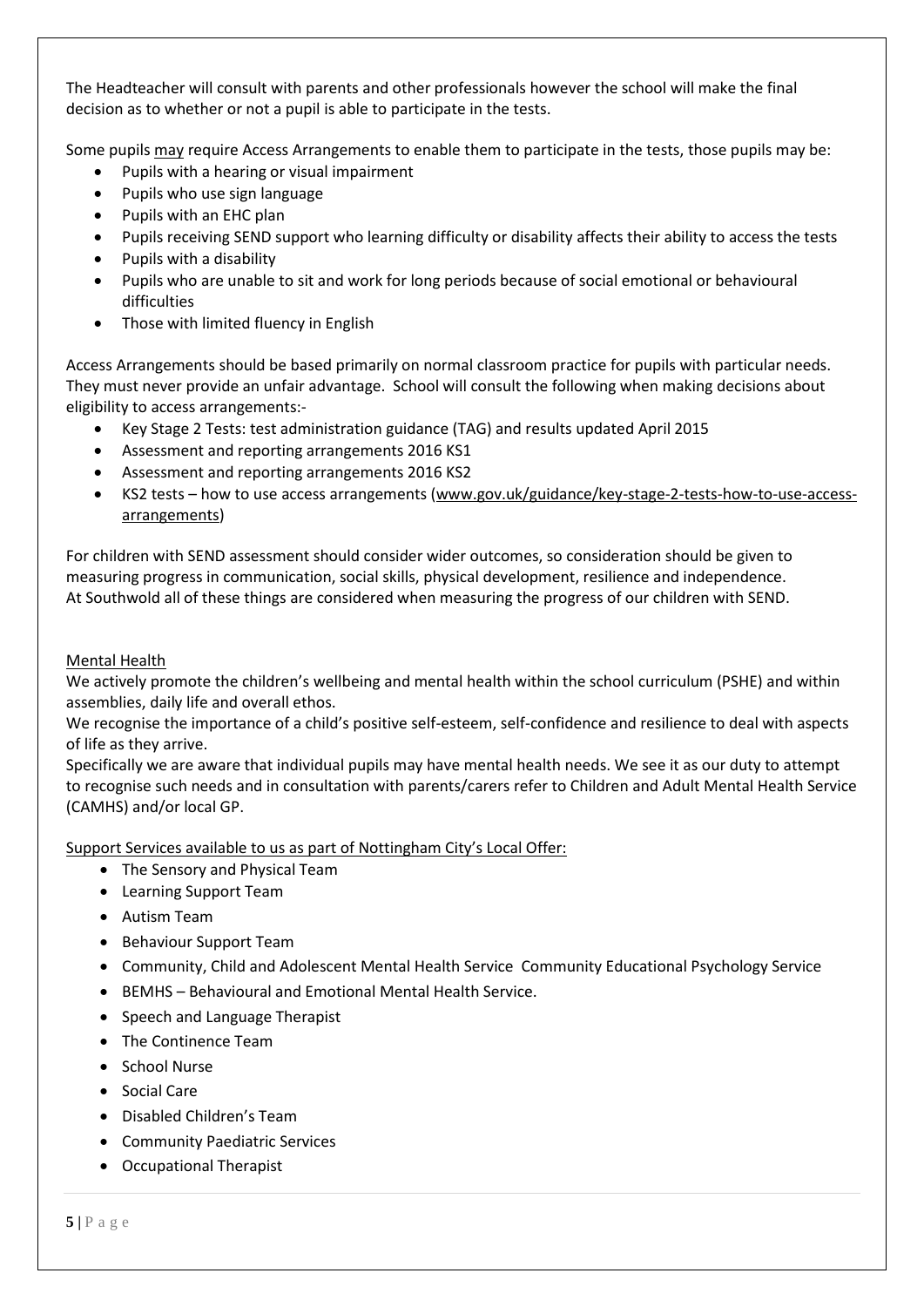The Headteacher will consult with parents and other professionals however the school will make the final decision as to whether or not a pupil is able to participate in the tests.

Some pupils may require Access Arrangements to enable them to participate in the tests, those pupils may be:

- Pupils with a hearing or visual impairment
- Pupils who use sign language
- Pupils with an EHC plan
- Pupils receiving SEND support who learning difficulty or disability affects their ability to access the tests
- Pupils with a disability
- Pupils who are unable to sit and work for long periods because of social emotional or behavioural difficulties
- Those with limited fluency in English

Access Arrangements should be based primarily on normal classroom practice for pupils with particular needs. They must never provide an unfair advantage. School will consult the following when making decisions about eligibility to access arrangements:-

- Key Stage 2 Tests: test administration guidance (TAG) and results updated April 2015
- Assessment and reporting arrangements 2016 KS1
- Assessment and reporting arrangements 2016 KS2
- KS2 tests – how to use access arrangements (www.gov.uk/guidance/key-stage-2-tests-how-to-use-access-arrangements)

For children with SEND assessment should consider wider outcomes, so consideration should be given to measuring progress in communication, social skills, physical development, resilience and independence. At Southwold all of these things are considered when measuring the progress of our children with SEND.

Mental Health

We actively promote the children's wellbeing and mental health within the school curriculum (PSHE) and within assemblies, daily life and overall ethos.

We recognise the importance of a child's positive self-esteem, self-confidence and resilience to deal with aspects of life as they arrive.

Specifically we are aware that individual pupils may have mental health needs. We see it as our duty to attempt to recognise such needs and in consultation with parents/carers refer to Children and Adult Mental Health Service (CAMHS) and/or local GP.

Support Services available to us as part of Nottingham City's Local Offer:

- The Sensory and Physical Team
- Learning Support Team
- Autism Team
- Behaviour Support Team
- Community, Child and Adolescent Mental Health Service Community Educational Psychology Service
- BEMHS – Behavioural and Emotional Mental Health Service.
- Speech and Language Therapist
- The Continence Team
- School Nurse
- Social Care
- Disabled Children's Team
- Community Paediatric Services
- Occupational Therapist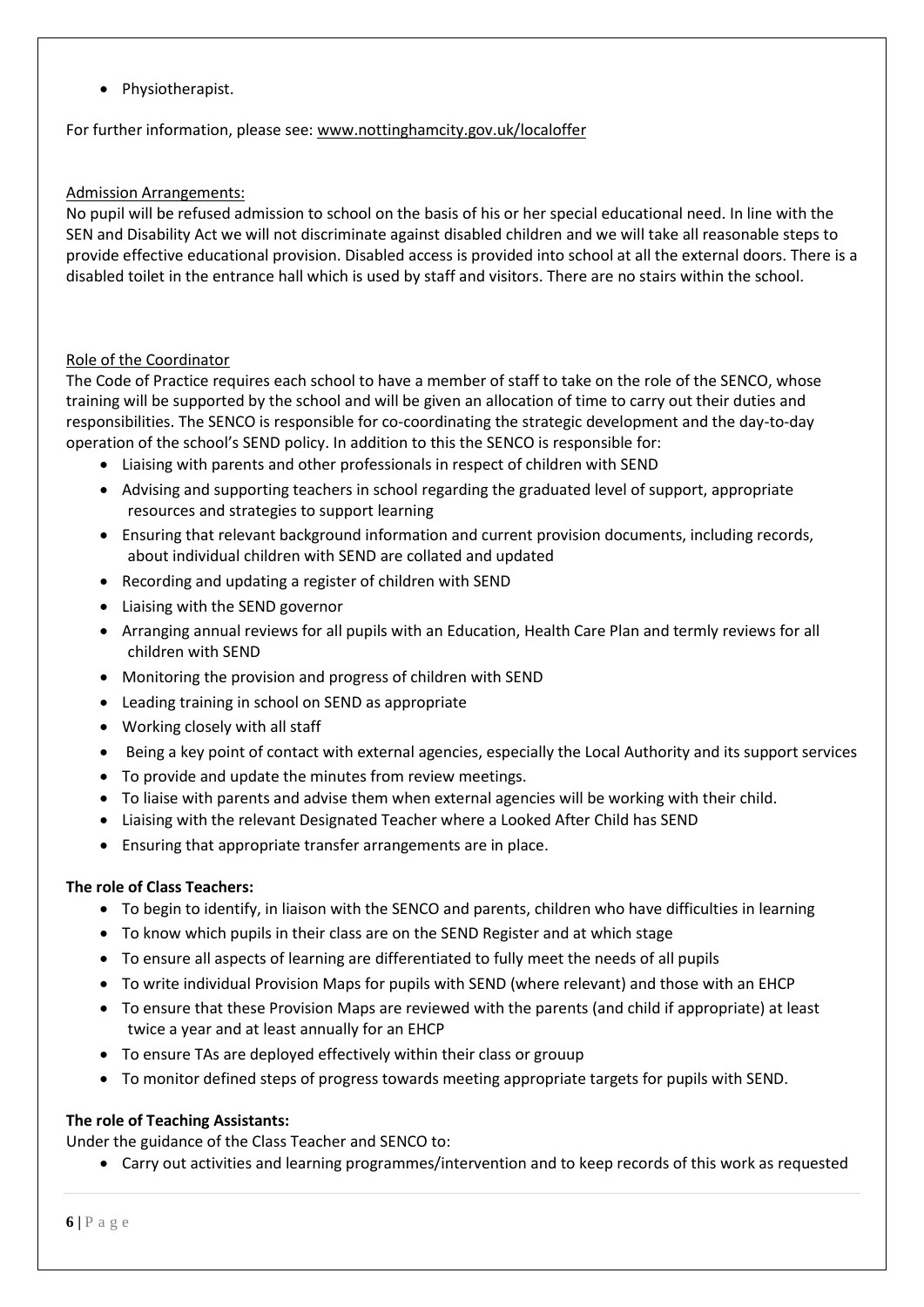- Physiotherapist.

For further information, please see: www.nottinghamcity.gov.uk/localoffer

Admission Arrangements:

No pupil will be refused admission to school on the basis of his or her special educational need. In line with the SEN and Disability Act we will not discriminate against disabled children and we will take all reasonable steps to provide effective educational provision. Disabled access is provided into school at all the external doors. There is a disabled toilet in the entrance hall which is used by staff and visitors. There are no stairs within the school.

Role of the Coordinator

The Code of Practice requires each school to have a member of staff to take on the role of the SENCO, whose training will be supported by the school and will be given an allocation of time to carry out their duties and responsibilities. The SENCO is responsible for co-coordinating the strategic development and the day-to-day operation of the school's SEND policy. In addition to this the SENCO is responsible for:

- Liaising with parents and other professionals in respect of children with SEND
- Advising and supporting teachers in school regarding the graduated level of support, appropriate resources and strategies to support learning
- Ensuring that relevant background information and current provision documents, including records, about individual children with SEND are collated and updated
- Recording and updating a register of children with SEND
- Liaising with the SEND governor
- Arranging annual reviews for all pupils with an Education, Health Care Plan and termly reviews for all children with SEND
- Monitoring the provision and progress of children with SEND
- Leading training in school on SEND as appropriate
- Working closely with all staff
- Being a key point of contact with external agencies, especially the Local Authority and its support services
- To provide and update the minutes from review meetings.
- To liaise with parents and advise them when external agencies will be working with their child.
- Liaising with the relevant Designated Teacher where a Looked After Child has SEND
- Ensuring that appropriate transfer arrangements are in place.

**The role of Class Teachers:**

- To begin to identify, in liaison with the SENCO and parents, children who have difficulties in learning
- To know which pupils in their class are on the SEND Register and at which stage
- To ensure all aspects of learning are differentiated to fully meet the needs of all pupils
- To write individual Provision Maps for pupils with SEND (where relevant) and those with an EHCP
- To ensure that these Provision Maps are reviewed with the parents (and child if appropriate) at least twice a year and at least annually for an EHCP
- To ensure TAs are deployed effectively within their class or grouup
- To monitor defined steps of progress towards meeting appropriate targets for pupils with SEND.

**The role of Teaching Assistants:**

Under the guidance of the Class Teacher and SENCO to:

- Carry out activities and learning programmes/intervention and to keep records of this work as requested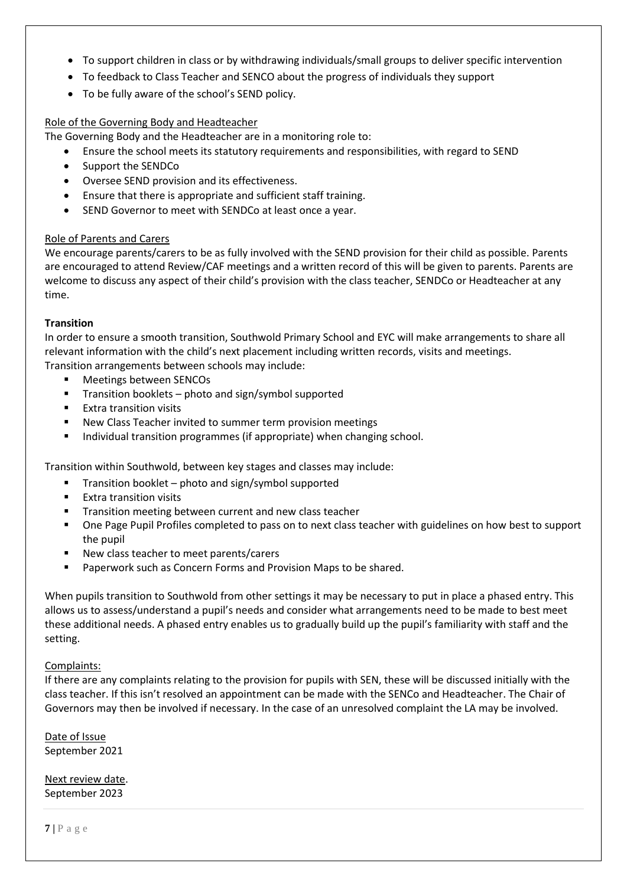- To support children in class or by withdrawing individuals/small groups to deliver specific intervention
- To feedback to Class Teacher and SENCO about the progress of individuals they support
- To be fully aware of the school's SEND policy.

Role of the Governing Body and Headteacher

The Governing Body and the Headteacher are in a monitoring role to:

- Ensure the school meets its statutory requirements and responsibilities, with regard to SEND
- Support the SENDCo
- Oversee SEND provision and its effectiveness.
- Ensure that there is appropriate and sufficient staff training.
- SEND Governor to meet with SENDCo at least once a year.

Role of Parents and Carers

We encourage parents/carers to be as fully involved with the SEND provision for their child as possible. Parents are encouraged to attend Review/CAF meetings and a written record of this will be given to parents. Parents are welcome to discuss any aspect of their child's provision with the class teacher, SENDCo or Headteacher at any time.

**Transition**

In order to ensure a smooth transition, Southwold Primary School and EYC will make arrangements to share all relevant information with the child's next placement including written records, visits and meetings.
Transition arrangements between schools may include:

- Meetings between SENCOs
- Transition booklets – photo and sign/symbol supported
- Extra transition visits
- New Class Teacher invited to summer term provision meetings
- Individual transition programmes (if appropriate) when changing school.

Transition within Southwold, between key stages and classes may include:

- Transition booklet – photo and sign/symbol supported
- Extra transition visits
- Transition meeting between current and new class teacher
- One Page Pupil Profiles completed to pass on to next class teacher with guidelines on how best to support the pupil
- New class teacher to meet parents/carers
- Paperwork such as Concern Forms and Provision Maps to be shared.

When pupils transition to Southwold from other settings it may be necessary to put in place a phased entry. This allows us to assess/understand a pupil's needs and consider what arrangements need to be made to best meet these additional needs. A phased entry enables us to gradually build up the pupil's familiarity with staff and the setting.

Complaints:

If there are any complaints relating to the provision for pupils with SEN, these will be discussed initially with the class teacher. If this isn't resolved an appointment can be made with the SENCo and Headteacher. The Chair of Governors may then be involved if necessary. In the case of an unresolved complaint the LA may be involved.

Date of Issue
September 2021

Next review date.
September 2023